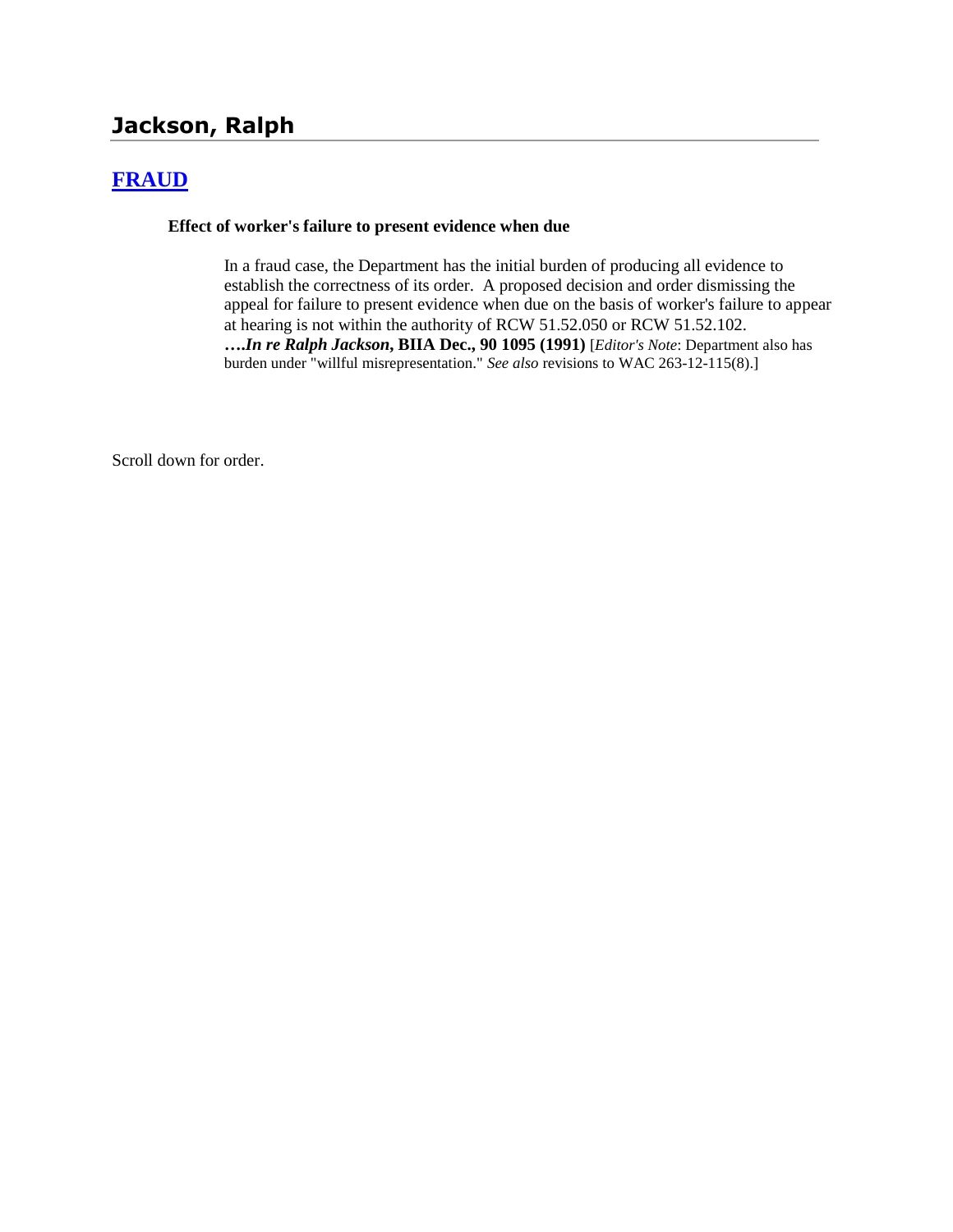# Jackson, Ralph

## [FRAUD]

**Effect of worker's failure to present evidence when due**

> In a fraud case, the Department has the initial burden of producing all evidence to establish the correctness of its order. A proposed decision and order dismissing the appeal for failure to present evidence when due on the basis of worker's failure to appear at hearing is not within the authority of RCW 51.52.050 or RCW 51.52.102. ****….In re Ralph Jackson*, BIIA Dec., 90 1095 (1991)** [*Editor's Note*: Department also has burden under "willful misrepresentation." *See also* revisions to WAC 263-12-115(8).]

Scroll down for order.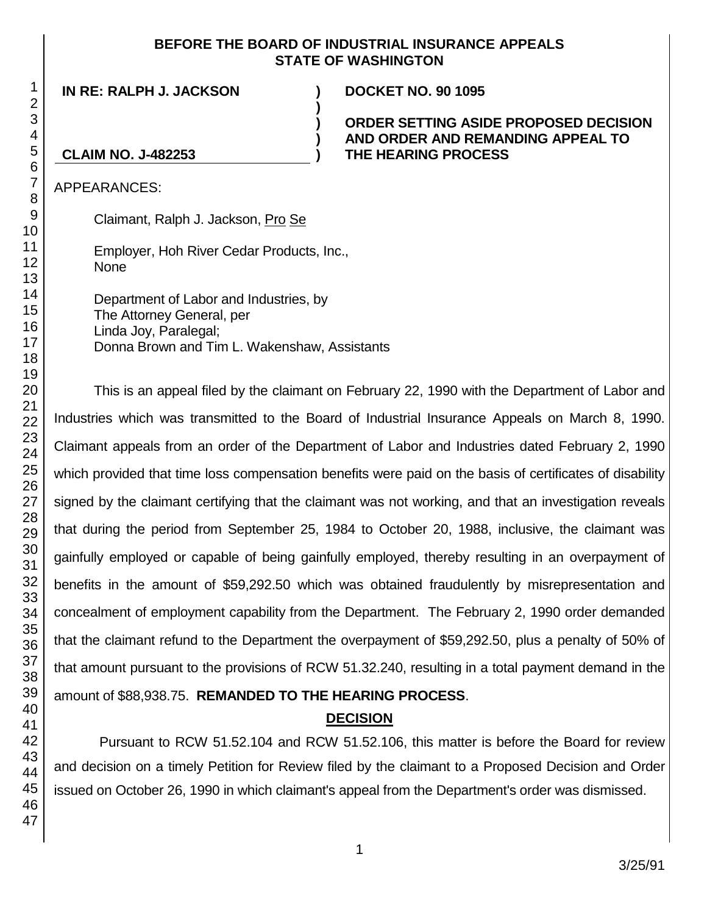**BEFORE THE BOARD OF INDUSTRIAL INSURANCE APPEALS**
**STATE OF WASHINGTON**

| | | |
|---|---|---|
| **IN RE: RALPH J. JACKSON** | **)** | **DOCKET NO. 90 1095** |
| | **)** | |
| | **)** | **ORDER SETTING ASIDE PROPOSED DECISION** |
| | **)** | **AND ORDER AND REMANDING APPEAL TO** |
| **CLAIM NO. J-482253** | **)** | **THE HEARING PROCESS** |

APPEARANCES:

Claimant, Ralph J. Jackson, Pro Se

Employer, Hoh River Cedar Products, Inc.,
None

Department of Labor and Industries, by
The Attorney General, per
Linda Joy, Paralegal;
Donna Brown and Tim L. Wakenshaw, Assistants

This is an appeal filed by the claimant on February 22, 1990 with the Department of Labor and Industries which was transmitted to the Board of Industrial Insurance Appeals on March 8, 1990. Claimant appeals from an order of the Department of Labor and Industries dated February 2, 1990 which provided that time loss compensation benefits were paid on the basis of certificates of disability signed by the claimant certifying that the claimant was not working, and that an investigation reveals that during the period from September 25, 1984 to October 20, 1988, inclusive, the claimant was gainfully employed or capable of being gainfully employed, thereby resulting in an overpayment of benefits in the amount of $59,292.50 which was obtained fraudulently by misrepresentation and concealment of employment capability from the Department. The February 2, 1990 order demanded that the claimant refund to the Department the overpayment of $59,292.50, plus a penalty of 50% of that amount pursuant to the provisions of RCW 51.32.240, resulting in a total payment demand in the amount of $88,938.75. **REMANDED TO THE HEARING PROCESS**.

## DECISION

Pursuant to RCW 51.52.104 and RCW 51.52.106, this matter is before the Board for review and decision on a timely Petition for Review filed by the claimant to a Proposed Decision and Order issued on October 26, 1990 in which claimant's appeal from the Department's order was dismissed.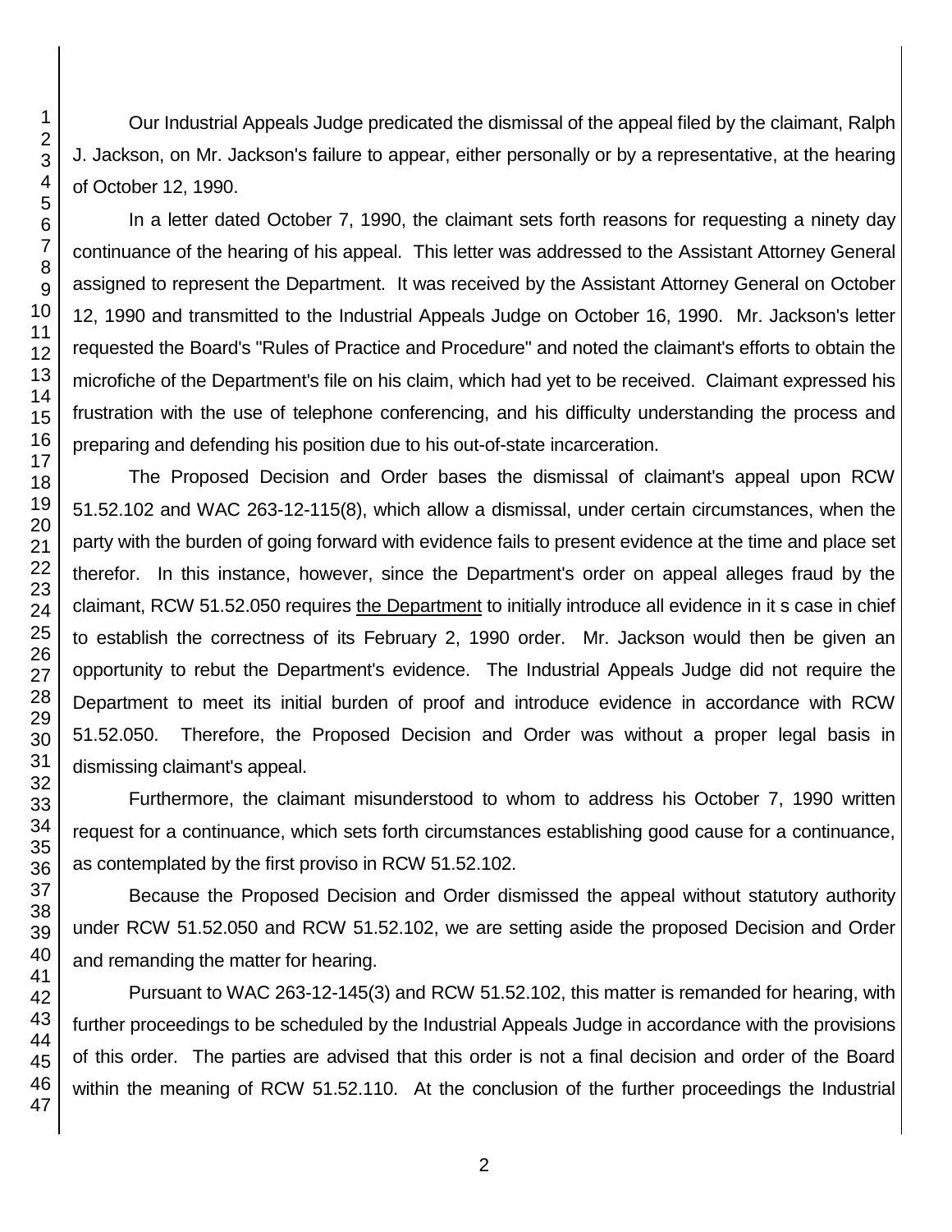Our Industrial Appeals Judge predicated the dismissal of the appeal filed by the claimant, Ralph J. Jackson, on Mr. Jackson's failure to appear, either personally or by a representative, at the hearing of October 12, 1990.

In a letter dated October 7, 1990, the claimant sets forth reasons for requesting a ninety day continuance of the hearing of his appeal. This letter was addressed to the Assistant Attorney General assigned to represent the Department. It was received by the Assistant Attorney General on October 12, 1990 and transmitted to the Industrial Appeals Judge on October 16, 1990. Mr. Jackson's letter requested the Board's "Rules of Practice and Procedure" and noted the claimant's efforts to obtain the microfiche of the Department's file on his claim, which had yet to be received. Claimant expressed his frustration with the use of telephone conferencing, and his difficulty understanding the process and preparing and defending his position due to his out-of-state incarceration.

The Proposed Decision and Order bases the dismissal of claimant's appeal upon RCW 51.52.102 and WAC 263-12-115(8), which allow a dismissal, under certain circumstances, when the party with the burden of going forward with evidence fails to present evidence at the time and place set therefor. In this instance, however, since the Department's order on appeal alleges fraud by the claimant, RCW 51.52.050 requires the Department to initially introduce all evidence in it s case in chief to establish the correctness of its February 2, 1990 order. Mr. Jackson would then be given an opportunity to rebut the Department's evidence. The Industrial Appeals Judge did not require the Department to meet its initial burden of proof and introduce evidence in accordance with RCW 51.52.050. Therefore, the Proposed Decision and Order was without a proper legal basis in dismissing claimant's appeal.

Furthermore, the claimant misunderstood to whom to address his October 7, 1990 written request for a continuance, which sets forth circumstances establishing good cause for a continuance, as contemplated by the first proviso in RCW 51.52.102.

Because the Proposed Decision and Order dismissed the appeal without statutory authority under RCW 51.52.050 and RCW 51.52.102, we are setting aside the proposed Decision and Order and remanding the matter for hearing.

Pursuant to WAC 263-12-145(3) and RCW 51.52.102, this matter is remanded for hearing, with further proceedings to be scheduled by the Industrial Appeals Judge in accordance with the provisions of this order. The parties are advised that this order is not a final decision and order of the Board within the meaning of RCW 51.52.110. At the conclusion of the further proceedings the Industrial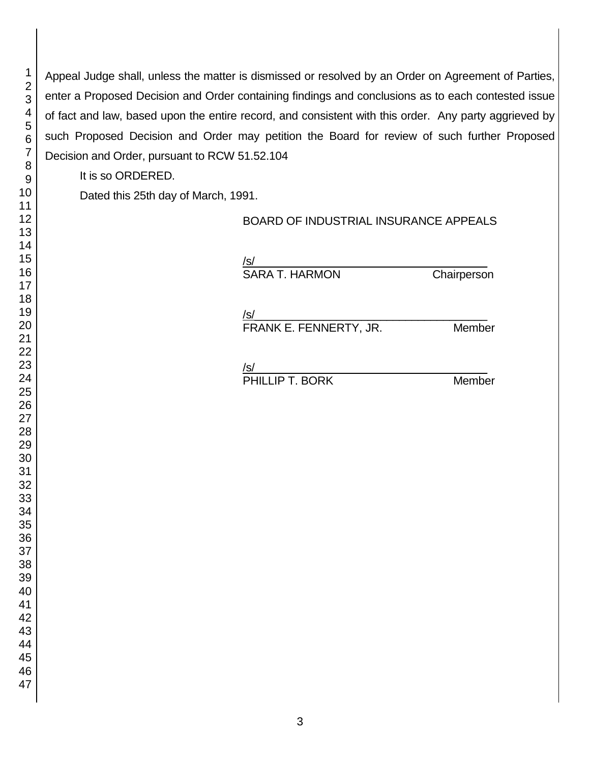Appeal Judge shall, unless the matter is dismissed or resolved by an Order on Agreement of Parties, enter a Proposed Decision and Order containing findings and conclusions as to each contested issue of fact and law, based upon the entire record, and consistent with this order. Any party aggrieved by such Proposed Decision and Order may petition the Board for review of such further Proposed Decision and Order, pursuant to RCW 51.52.104

It is so ORDERED.

Dated this 25th day of March, 1991.

BOARD OF INDUSTRIAL INSURANCE APPEALS

/s/
SARA T. HARMON Chairperson

/s/
FRANK E. FENNERTY, JR. Member

/s/
PHILLIP T. BORK Member